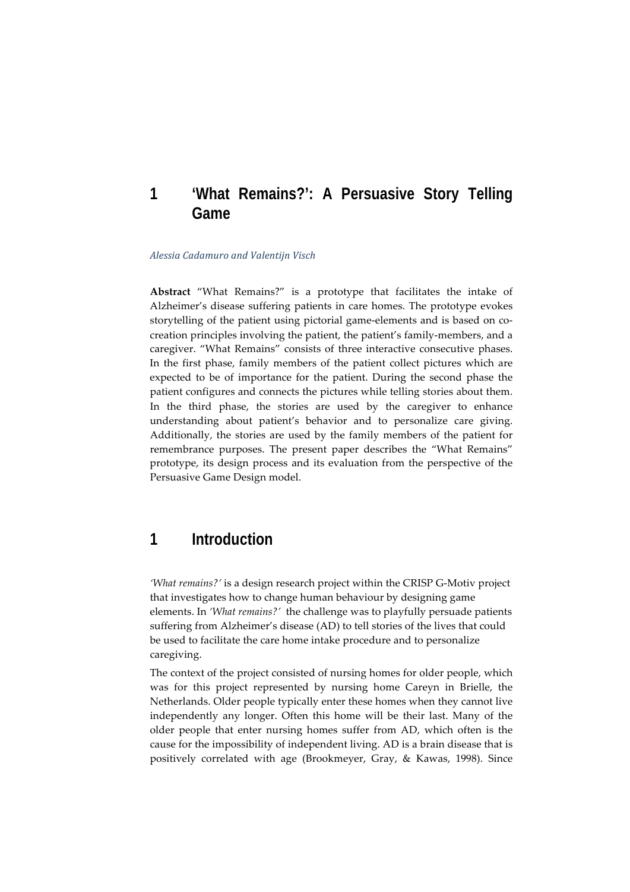# 1 'What Remains?': A Persuasive Story Telling Game

*Alessia Cadamuro and Valentijn Visch*

**Abstract** "What Remains?" is a prototype that facilitates the intake of Alzheimer's disease suffering patients in care homes. The prototype evokes storytelling of the patient using pictorial game-elements and is based on co-creation principles involving the patient, the patient's family-members, and a caregiver. "What Remains" consists of three interactive consecutive phases. In the first phase, family members of the patient collect pictures which are expected to be of importance for the patient. During the second phase the patient configures and connects the pictures while telling stories about them. In the third phase, the stories are used by the caregiver to enhance understanding about patient's behavior and to personalize care giving. Additionally, the stories are used by the family members of the patient for remembrance purposes. The present paper describes the "What Remains" prototype, its design process and its evaluation from the perspective of the Persuasive Game Design model.

# 1 Introduction

*'What remains?'* is a design research project within the CRISP G-Motiv project that investigates how to change human behaviour by designing game elements. In *'What remains?'* the challenge was to playfully persuade patients suffering from Alzheimer's disease (AD) to tell stories of the lives that could be used to facilitate the care home intake procedure and to personalize caregiving.

The context of the project consisted of nursing homes for older people, which was for this project represented by nursing home Careyn in Brielle, the Netherlands. Older people typically enter these homes when they cannot live independently any longer. Often this home will be their last. Many of the older people that enter nursing homes suffer from AD, which often is the cause for the impossibility of independent living. AD is a brain disease that is positively correlated with age (Brookmeyer, Gray, & Kawas, 1998). Since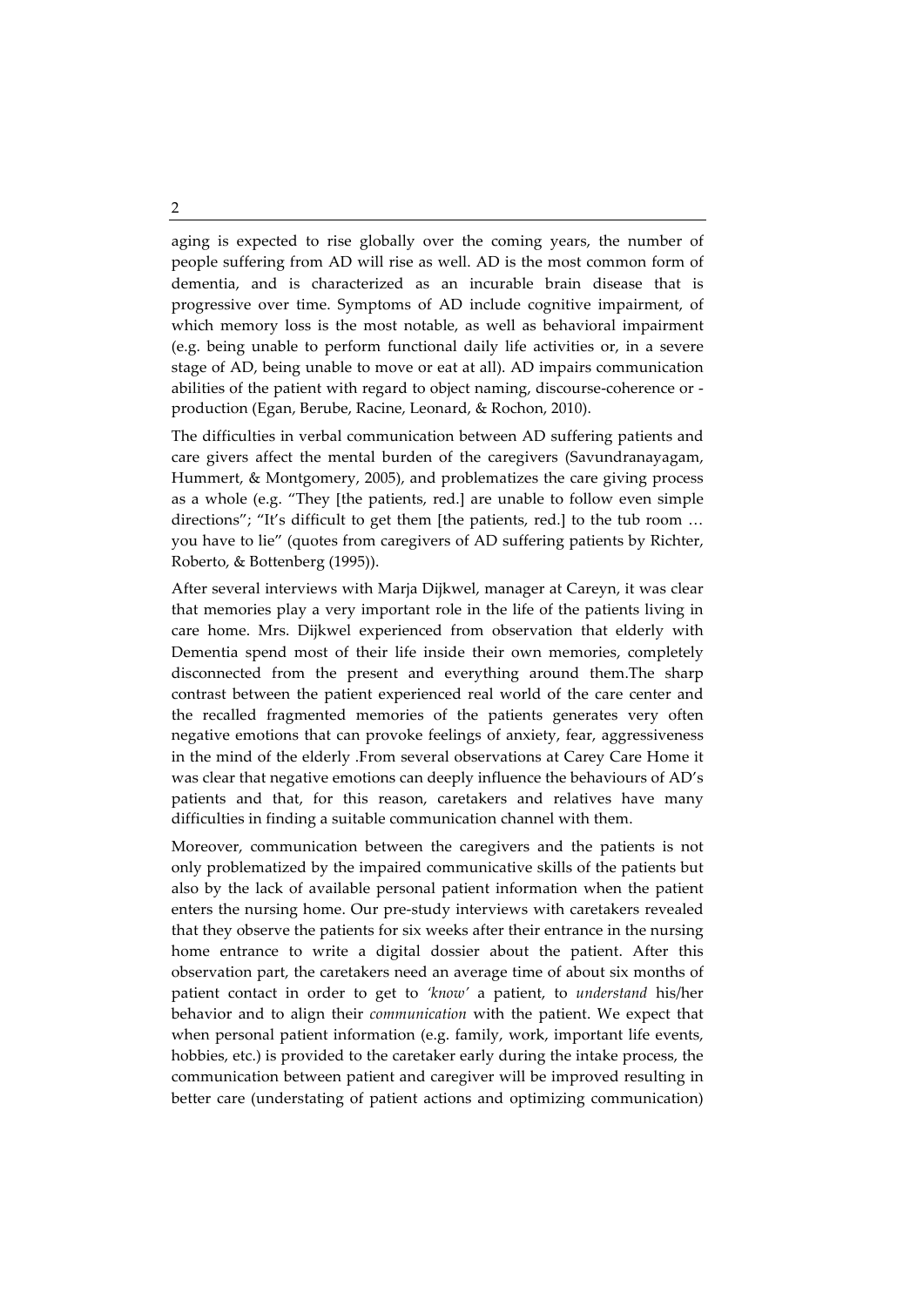aging is expected to rise globally over the coming years, the number of people suffering from AD will rise as well. AD is the most common form of dementia, and is characterized as an incurable brain disease that is progressive over time. Symptoms of AD include cognitive impairment, of which memory loss is the most notable, as well as behavioral impairment (e.g. being unable to perform functional daily life activities or, in a severe stage of AD, being unable to move or eat at all). AD impairs communication abilities of the patient with regard to object naming, discourse-coherence or -production (Egan, Berube, Racine, Leonard, & Rochon, 2010).

The difficulties in verbal communication between AD suffering patients and care givers affect the mental burden of the caregivers (Savundranayagam, Hummert, & Montgomery, 2005), and problematizes the care giving process as a whole (e.g. "They [the patients, red.] are unable to follow even simple directions"; "It's difficult to get them [the patients, red.] to the tub room … you have to lie" (quotes from caregivers of AD suffering patients by Richter, Roberto, & Bottenberg (1995)).

After several interviews with Marja Dijkwel, manager at Careyn, it was clear that memories play a very important role in the life of the patients living in care home. Mrs. Dijkwel experienced from observation that elderly with Dementia spend most of their life inside their own memories, completely disconnected from the present and everything around them.The sharp contrast between the patient experienced real world of the care center and the recalled fragmented memories of the patients generates very often negative emotions that can provoke feelings of anxiety, fear, aggressiveness in the mind of the elderly .From several observations at Carey Care Home it was clear that negative emotions can deeply influence the behaviours of AD's patients and that, for this reason, caretakers and relatives have many difficulties in finding a suitable communication channel with them.

Moreover, communication between the caregivers and the patients is not only problematized by the impaired communicative skills of the patients but also by the lack of available personal patient information when the patient enters the nursing home. Our pre-study interviews with caretakers revealed that they observe the patients for six weeks after their entrance in the nursing home entrance to write a digital dossier about the patient. After this observation part, the caretakers need an average time of about six months of patient contact in order to get to *'know'* a patient, to *understand* his/her behavior and to align their *communication* with the patient. We expect that when personal patient information (e.g. family, work, important life events, hobbies, etc.) is provided to the caretaker early during the intake process, the communication between patient and caregiver will be improved resulting in better care (understating of patient actions and optimizing communication)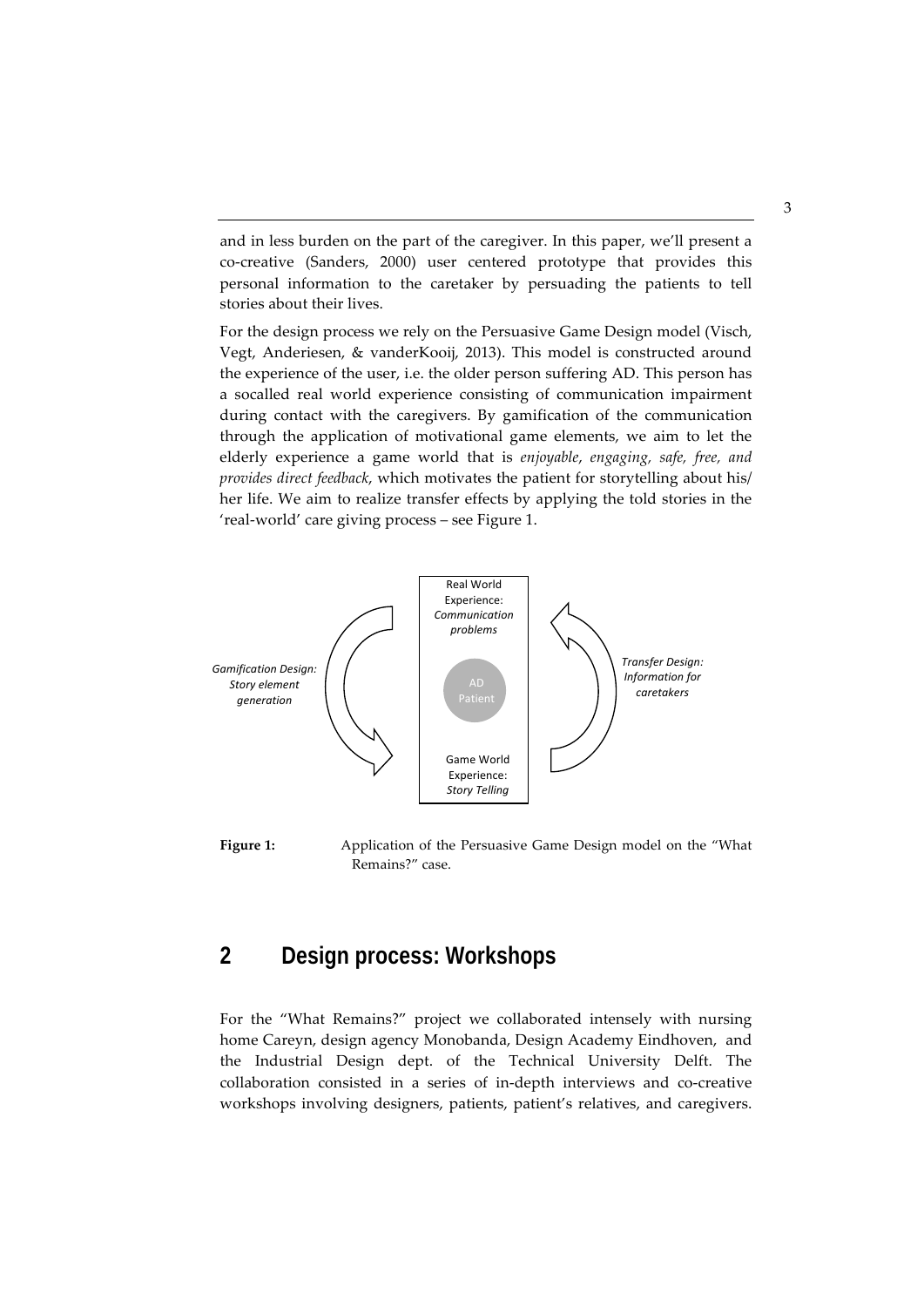and in less burden on the part of the caregiver. In this paper, we'll present a co-creative (Sanders, 2000) user centered prototype that provides this personal information to the caretaker by persuading the patients to tell stories about their lives.

For the design process we rely on the Persuasive Game Design model (Visch, Vegt, Anderiesen, & vanderKooij, 2013). This model is constructed around the experience of the user, i.e. the older person suffering AD. This person has a socalled real world experience consisting of communication impairment during contact with the caregivers. By gamification of the communication through the application of motivational game elements, we aim to let the elderly experience a game world that is *enjoyable, engaging, safe, free, and provides direct feedback*, which motivates the patient for storytelling about his/ her life. We aim to realize transfer effects by applying the told stories in the 'real-world' care giving process – see Figure 1.

Real World Experience: *Communication problems*

*Gamification Design: Story element generation*

AD Patient

*Transfer Design: Information for caretakers*

Game World Experience: *Story Telling*

**Figure 1:** Application of the Persuasive Game Design model on the "What Remains?" case.

## 2 Design process: Workshops

For the "What Remains?" project we collaborated intensely with nursing home Careyn, design agency Monobanda, Design Academy Eindhoven, and the Industrial Design dept. of the Technical University Delft. The collaboration consisted in a series of in-depth interviews and co-creative workshops involving designers, patients, patient's relatives, and caregivers.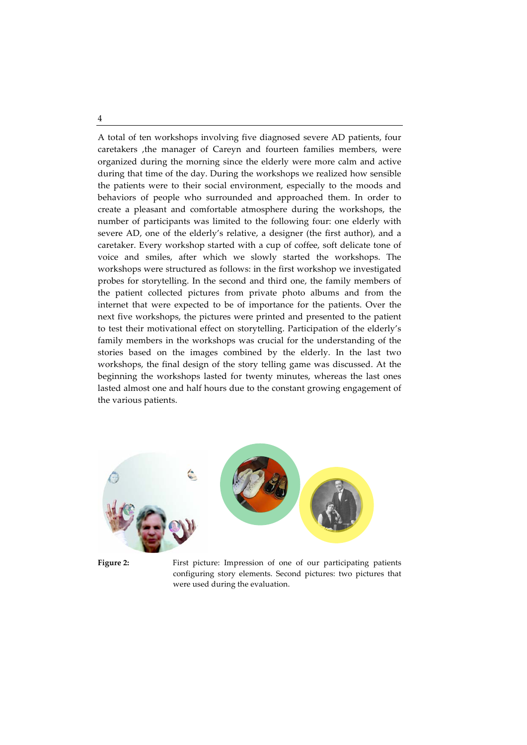A total of ten workshops involving five diagnosed severe AD patients, four caretakers ,the manager of Careyn and fourteen families members, were organized during the morning since the elderly were more calm and active during that time of the day. During the workshops we realized how sensible the patients were to their social environment, especially to the moods and behaviors of people who surrounded and approached them. In order to create a pleasant and comfortable atmosphere during the workshops, the number of participants was limited to the following four: one elderly with severe AD, one of the elderly's relative, a designer (the first author), and a caretaker. Every workshop started with a cup of coffee, soft delicate tone of voice and smiles, after which we slowly started the workshops. The workshops were structured as follows: in the first workshop we investigated probes for storytelling. In the second and third one, the family members of the patient collected pictures from private photo albums and from the internet that were expected to be of importance for the patients. Over the next five workshops, the pictures were printed and presented to the patient to test their motivational effect on storytelling. Participation of the elderly's family members in the workshops was crucial for the understanding of the stories based on the images combined by the elderly. In the last two workshops, the final design of the story telling game was discussed. At the beginning the workshops lasted for twenty minutes, whereas the last ones lasted almost one and half hours due to the constant growing engagement of the various patients.

**Figure 2:** First picture: Impression of one of our participating patients configuring story elements. Second pictures: two pictures that were used during the evaluation.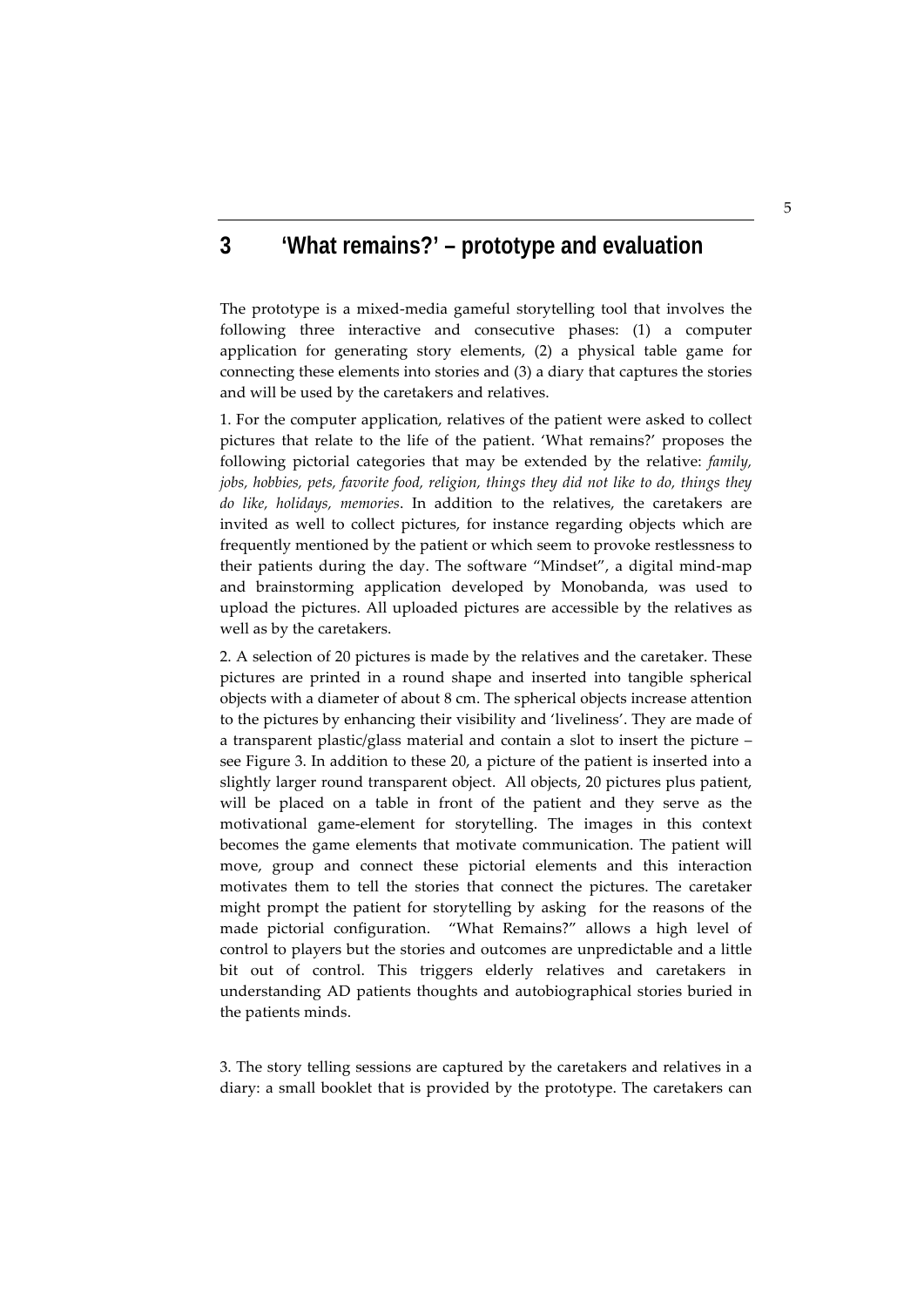## 3 'What remains?' – prototype and evaluation

The prototype is a mixed-media gameful storytelling tool that involves the following three interactive and consecutive phases: (1) a computer application for generating story elements, (2) a physical table game for connecting these elements into stories and (3) a diary that captures the stories and will be used by the caretakers and relatives.

1. For the computer application, relatives of the patient were asked to collect pictures that relate to the life of the patient. 'What remains?' proposes the following pictorial categories that may be extended by the relative: *family, jobs, hobbies, pets, favorite food, religion, things they did not like to do, things they do like, holidays, memories*. In addition to the relatives, the caretakers are invited as well to collect pictures, for instance regarding objects which are frequently mentioned by the patient or which seem to provoke restlessness to their patients during the day. The software "Mindset", a digital mind-map and brainstorming application developed by Monobanda, was used to upload the pictures. All uploaded pictures are accessible by the relatives as well as by the caretakers.

2. A selection of 20 pictures is made by the relatives and the caretaker. These pictures are printed in a round shape and inserted into tangible spherical objects with a diameter of about 8 cm. The spherical objects increase attention to the pictures by enhancing their visibility and 'liveliness'. They are made of a transparent plastic/glass material and contain a slot to insert the picture – see Figure 3. In addition to these 20, a picture of the patient is inserted into a slightly larger round transparent object. All objects, 20 pictures plus patient, will be placed on a table in front of the patient and they serve as the motivational game-element for storytelling. The images in this context becomes the game elements that motivate communication. The patient will move, group and connect these pictorial elements and this interaction motivates them to tell the stories that connect the pictures. The caretaker might prompt the patient for storytelling by asking for the reasons of the made pictorial configuration. "What Remains?" allows a high level of control to players but the stories and outcomes are unpredictable and a little bit out of control. This triggers elderly relatives and caretakers in understanding AD patients thoughts and autobiographical stories buried in the patients minds.

3. The story telling sessions are captured by the caretakers and relatives in a diary: a small booklet that is provided by the prototype. The caretakers can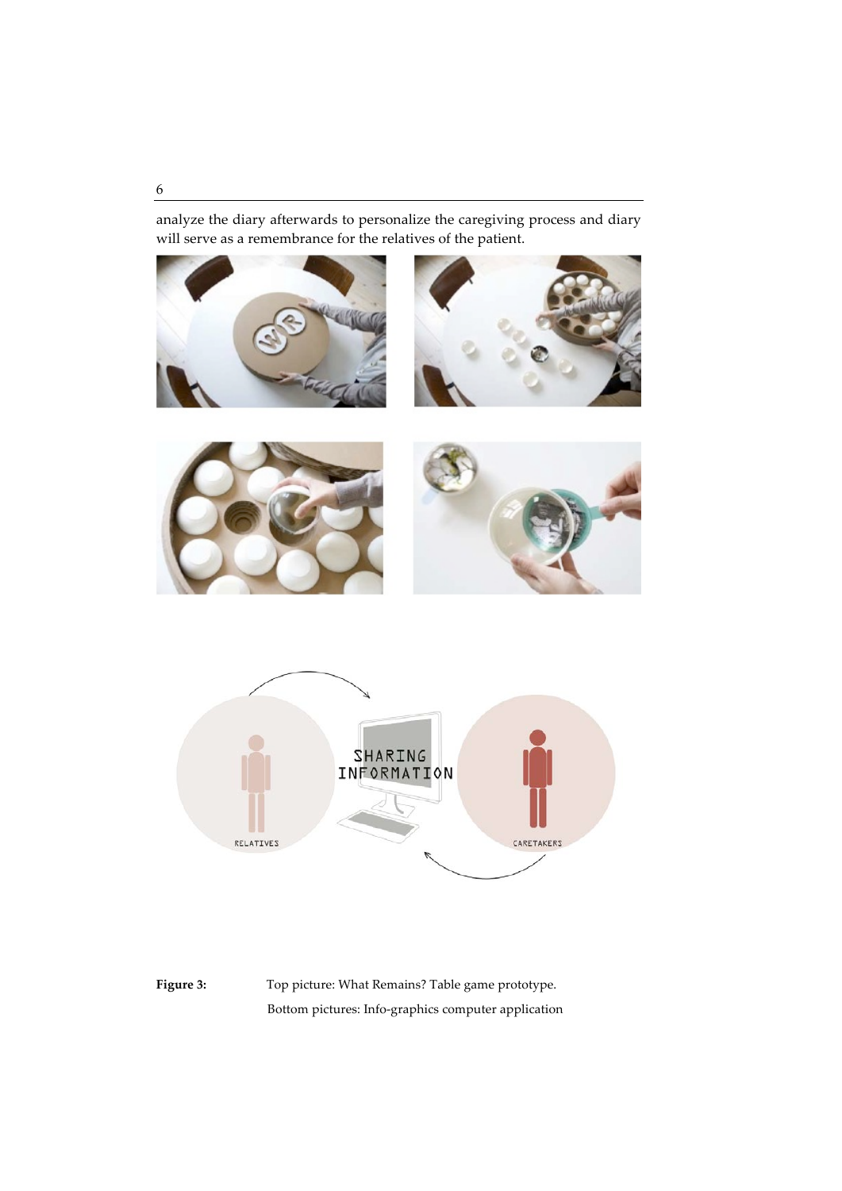analyze the diary afterwards to personalize the caregiving process and diary will serve as a remembrance for the relatives of the patient.

**Figure 3:** Top picture: What Remains? Table game prototype.
Bottom pictures: Info-graphics computer application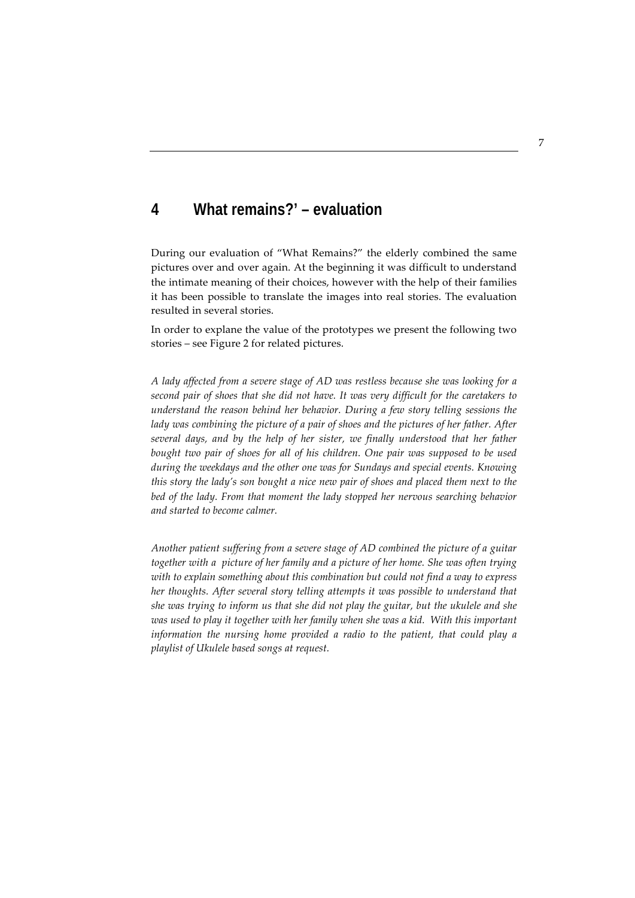# 4 What remains?' – evaluation

During our evaluation of "What Remains?" the elderly combined the same pictures over and over again. At the beginning it was difficult to understand the intimate meaning of their choices, however with the help of their families it has been possible to translate the images into real stories. The evaluation resulted in several stories.

In order to explane the value of the prototypes we present the following two stories – see Figure 2 for related pictures.

*A lady affected from a severe stage of AD was restless because she was looking for a second pair of shoes that she did not have. It was very difficult for the caretakers to understand the reason behind her behavior. During a few story telling sessions the lady was combining the picture of a pair of shoes and the pictures of her father. After several days, and by the help of her sister, we finally understood that her father bought two pair of shoes for all of his children. One pair was supposed to be used during the weekdays and the other one was for Sundays and special events. Knowing this story the lady's son bought a nice new pair of shoes and placed them next to the bed of the lady. From that moment the lady stopped her nervous searching behavior and started to become calmer.*

*Another patient suffering from a severe stage of AD combined the picture of a guitar together with a picture of her family and a picture of her home. She was often trying with to explain something about this combination but could not find a way to express her thoughts. After several story telling attempts it was possible to understand that she was trying to inform us that she did not play the guitar, but the ukulele and she was used to play it together with her family when she was a kid. With this important information the nursing home provided a radio to the patient, that could play a playlist of Ukulele based songs at request.*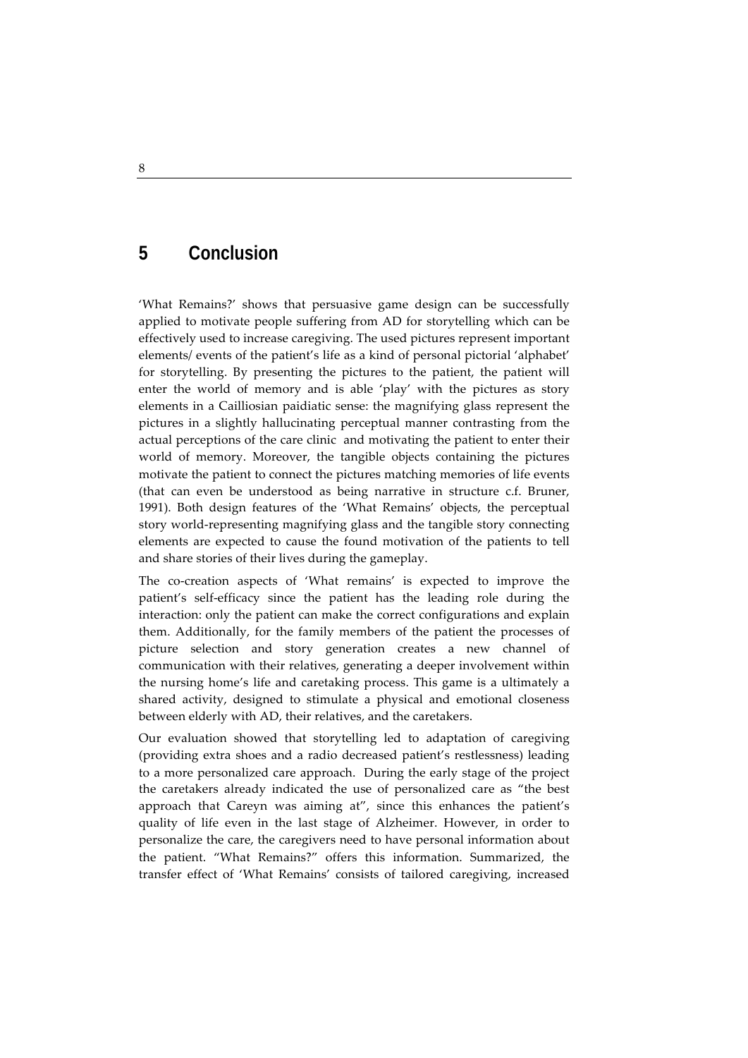# 5 Conclusion

'What Remains?' shows that persuasive game design can be successfully applied to motivate people suffering from AD for storytelling which can be effectively used to increase caregiving. The used pictures represent important elements/ events of the patient's life as a kind of personal pictorial 'alphabet' for storytelling. By presenting the pictures to the patient, the patient will enter the world of memory and is able 'play' with the pictures as story elements in a Cailliosian paidiatic sense: the magnifying glass represent the pictures in a slightly hallucinating perceptual manner contrasting from the actual perceptions of the care clinic and motivating the patient to enter their world of memory. Moreover, the tangible objects containing the pictures motivate the patient to connect the pictures matching memories of life events (that can even be understood as being narrative in structure c.f. Bruner, 1991). Both design features of the 'What Remains' objects, the perceptual story world-representing magnifying glass and the tangible story connecting elements are expected to cause the found motivation of the patients to tell and share stories of their lives during the gameplay.

The co-creation aspects of 'What remains' is expected to improve the patient's self-efficacy since the patient has the leading role during the interaction: only the patient can make the correct configurations and explain them. Additionally, for the family members of the patient the processes of picture selection and story generation creates a new channel of communication with their relatives, generating a deeper involvement within the nursing home's life and caretaking process. This game is a ultimately a shared activity, designed to stimulate a physical and emotional closeness between elderly with AD, their relatives, and the caretakers.

Our evaluation showed that storytelling led to adaptation of caregiving (providing extra shoes and a radio decreased patient's restlessness) leading to a more personalized care approach. During the early stage of the project the caretakers already indicated the use of personalized care as "the best approach that Careyn was aiming at", since this enhances the patient's quality of life even in the last stage of Alzheimer. However, in order to personalize the care, the caregivers need to have personal information about the patient. "What Remains?" offers this information. Summarized, the transfer effect of 'What Remains' consists of tailored caregiving, increased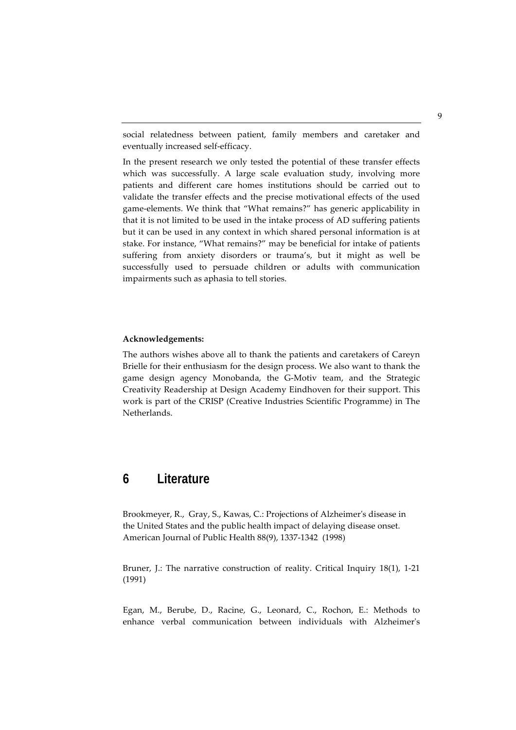social relatedness between patient, family members and caretaker and eventually increased self-efficacy.

In the present research we only tested the potential of these transfer effects which was successfully. A large scale evaluation study, involving more patients and different care homes institutions should be carried out to validate the transfer effects and the precise motivational effects of the used game-elements. We think that "What remains?" has generic applicability in that it is not limited to be used in the intake process of AD suffering patients but it can be used in any context in which shared personal information is at stake. For instance, "What remains?" may be beneficial for intake of patients suffering from anxiety disorders or trauma's, but it might as well be successfully used to persuade children or adults with communication impairments such as aphasia to tell stories.

**Acknowledgements:**

The authors wishes above all to thank the patients and caretakers of Careyn Brielle for their enthusiasm for the design process. We also want to thank the game design agency Monobanda, the G-Motiv team, and the Strategic Creativity Readership at Design Academy Eindhoven for their support. This work is part of the CRISP (Creative Industries Scientific Programme) in The Netherlands.

# 6 Literature

Brookmeyer, R., Gray, S., Kawas, C.: Projections of Alzheimer's disease in the United States and the public health impact of delaying disease onset. American Journal of Public Health 88(9), 1337-1342 (1998)

Bruner, J.: The narrative construction of reality. Critical Inquiry 18(1), 1-21 (1991)

Egan, M., Berube, D., Racine, G., Leonard, C., Rochon, E.: Methods to enhance verbal communication between individuals with Alzheimer's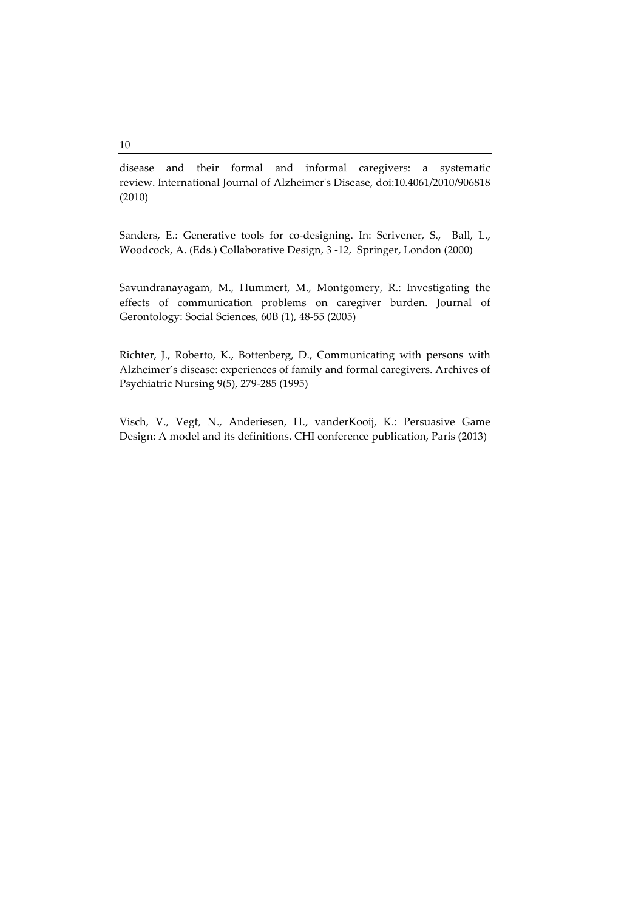disease and their formal and informal caregivers: a systematic review. International Journal of Alzheimer's Disease, doi:10.4061/2010/906818 (2010)

Sanders, E.: Generative tools for co-designing. In: Scrivener, S., Ball, L., Woodcock, A. (Eds.) Collaborative Design, 3 -12, Springer, London (2000)

Savundranayagam, M., Hummert, M., Montgomery, R.: Investigating the effects of communication problems on caregiver burden. Journal of Gerontology: Social Sciences, 60B (1), 48-55 (2005)

Richter, J., Roberto, K., Bottenberg, D., Communicating with persons with Alzheimer's disease: experiences of family and formal caregivers. Archives of Psychiatric Nursing 9(5), 279-285 (1995)

Visch, V., Vegt, N., Anderiesen, H., vanderKooij, K.: Persuasive Game Design: A model and its definitions. CHI conference publication, Paris (2013)